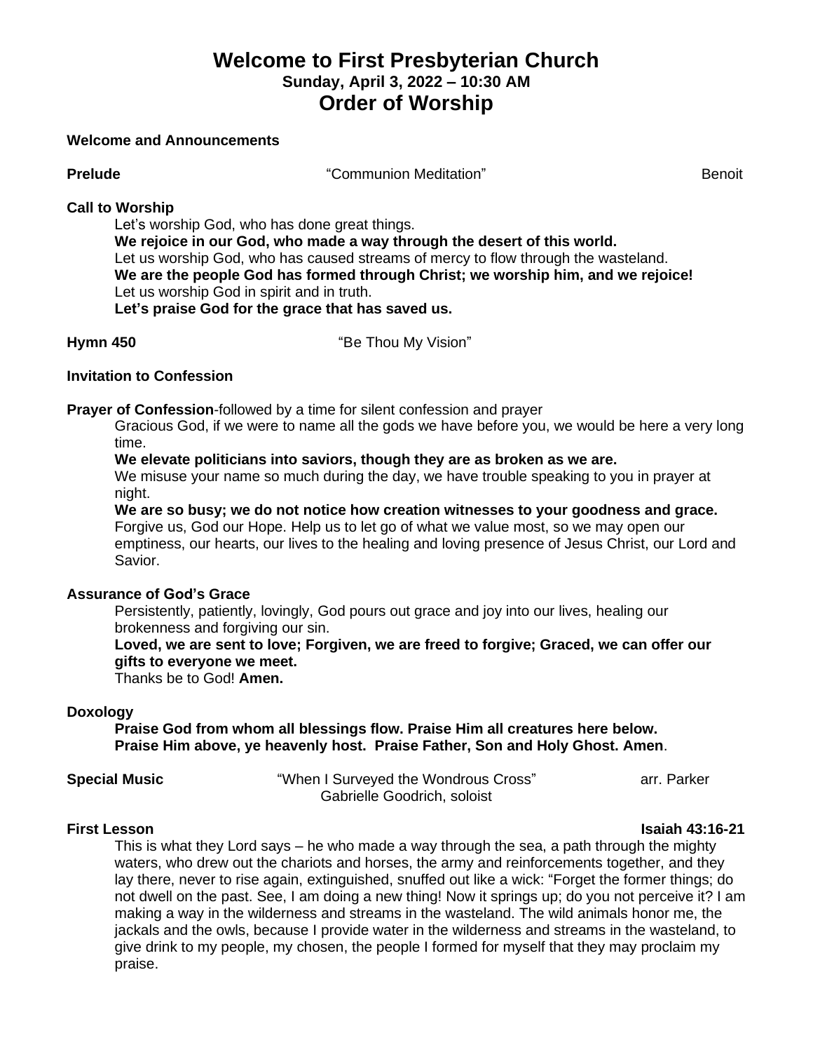# Welcome to First Presbyterian Church

### Sunday, April 3, 2022 – 10:30 AM

## Order of Worship

**Welcome and Announcements**

**Prelude** "Communion Meditation" Benoit

**Call to Worship**

Let's worship God, who has done great things.
**We rejoice in our God, who made a way through the desert of this world.**
Let us worship God, who has caused streams of mercy to flow through the wasteland.
**We are the people God has formed through Christ; we worship him, and we rejoice!**
Let us worship God in spirit and in truth.
**Let's praise God for the grace that has saved us.**

**Hymn 450** "Be Thou My Vision"

**Invitation to Confession**

**Prayer of Confession**-followed by a time for silent confession and prayer

Gracious God, if we were to name all the gods we have before you, we would be here a very long time.
**We elevate politicians into saviors, though they are as broken as we are.**
We misuse your name so much during the day, we have trouble speaking to you in prayer at night.
**We are so busy; we do not notice how creation witnesses to your goodness and grace.**
Forgive us, God our Hope. Help us to let go of what we value most, so we may open our emptiness, our hearts, our lives to the healing and loving presence of Jesus Christ, our Lord and Savior.

**Assurance of God's Grace**

Persistently, patiently, lovingly, God pours out grace and joy into our lives, healing our brokenness and forgiving our sin.
**Loved, we are sent to love; Forgiven, we are freed to forgive; Graced, we can offer our gifts to everyone we meet.**
Thanks be to God! **Amen.**

**Doxology**

**Praise God from whom all blessings flow. Praise Him all creatures here below. Praise Him above, ye heavenly host. Praise Father, Son and Holy Ghost. Amen**.

**Special Music** "When I Surveyed the Wondrous Cross" arr. Parker
Gabrielle Goodrich, soloist

**First Lesson** **Isaiah 43:16-21**

This is what they Lord says – he who made a way through the sea, a path through the mighty waters, who drew out the chariots and horses, the army and reinforcements together, and they lay there, never to rise again, extinguished, snuffed out like a wick: "Forget the former things; do not dwell on the past. See, I am doing a new thing! Now it springs up; do you not perceive it? I am making a way in the wilderness and streams in the wasteland. The wild animals honor me, the jackals and the owls, because I provide water in the wilderness and streams in the wasteland, to give drink to my people, my chosen, the people I formed for myself that they may proclaim my praise.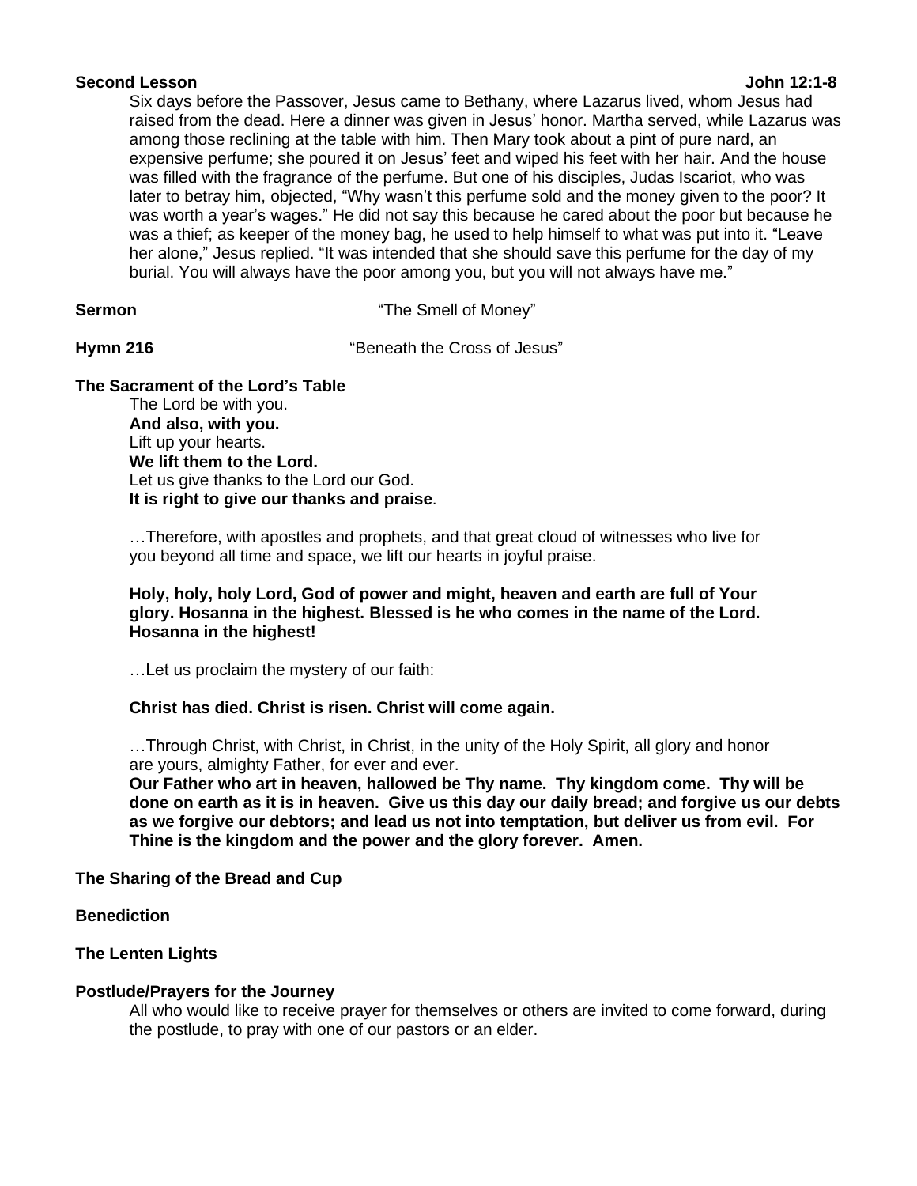**Second Lesson** **John 12:1-8**

Six days before the Passover, Jesus came to Bethany, where Lazarus lived, whom Jesus had raised from the dead. Here a dinner was given in Jesus' honor. Martha served, while Lazarus was among those reclining at the table with him. Then Mary took about a pint of pure nard, an expensive perfume; she poured it on Jesus' feet and wiped his feet with her hair. And the house was filled with the fragrance of the perfume. But one of his disciples, Judas Iscariot, who was later to betray him, objected, "Why wasn't this perfume sold and the money given to the poor? It was worth a year's wages." He did not say this because he cared about the poor but because he was a thief; as keeper of the money bag, he used to help himself to what was put into it. "Leave her alone," Jesus replied. "It was intended that she should save this perfume for the day of my burial. You will always have the poor among you, but you will not always have me."

**Sermon** "The Smell of Money"

**Hymn 216** "Beneath the Cross of Jesus"

**The Sacrament of the Lord's Table**

The Lord be with you.
**And also, with you.**
Lift up your hearts.
**We lift them to the Lord.**
Let us give thanks to the Lord our God.
**It is right to give our thanks and praise**.

…Therefore, with apostles and prophets, and that great cloud of witnesses who live for you beyond all time and space, we lift our hearts in joyful praise.

**Holy, holy, holy Lord, God of power and might, heaven and earth are full of Your glory. Hosanna in the highest. Blessed is he who comes in the name of the Lord. Hosanna in the highest!**

…Let us proclaim the mystery of our faith:

**Christ has died. Christ is risen. Christ will come again.**

…Through Christ, with Christ, in Christ, in the unity of the Holy Spirit, all glory and honor are yours, almighty Father, for ever and ever.
**Our Father who art in heaven, hallowed be Thy name. Thy kingdom come. Thy will be done on earth as it is in heaven. Give us this day our daily bread; and forgive us our debts as we forgive our debtors; and lead us not into temptation, but deliver us from evil. For Thine is the kingdom and the power and the glory forever. Amen.**

**The Sharing of the Bread and Cup**

**Benediction**

**The Lenten Lights**

**Postlude/Prayers for the Journey**

All who would like to receive prayer for themselves or others are invited to come forward, during the postlude, to pray with one of our pastors or an elder.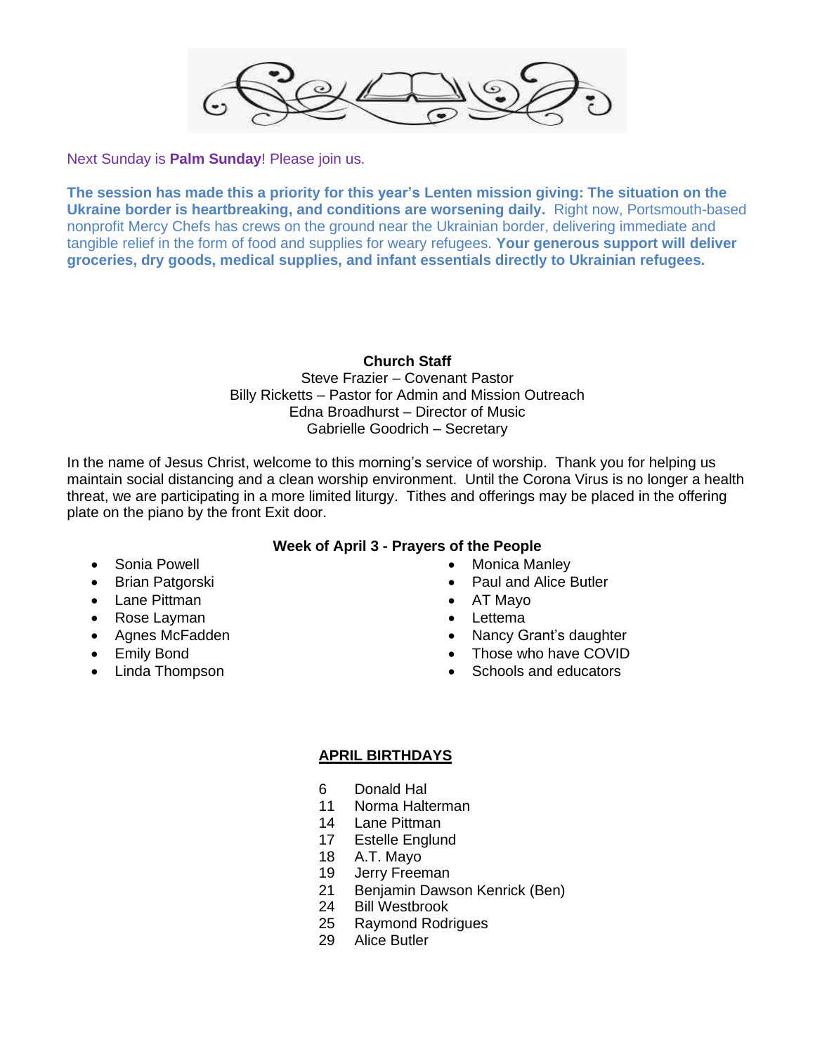Next Sunday is **Palm Sunday**! Please join us.

**The session has made this a priority for this year's Lenten mission giving: The situation on the Ukraine border is heartbreaking, and conditions are worsening daily.** Right now, Portsmouth-based nonprofit Mercy Chefs has crews on the ground near the Ukrainian border, delivering immediate and tangible relief in the form of food and supplies for weary refugees. **Your generous support will deliver groceries, dry goods, medical supplies, and infant essentials directly to Ukrainian refugees.**

**Church Staff**
Steve Frazier – Covenant Pastor
Billy Ricketts – Pastor for Admin and Mission Outreach
Edna Broadhurst – Director of Music
Gabrielle Goodrich – Secretary

In the name of Jesus Christ, welcome to this morning's service of worship. Thank you for helping us maintain social distancing and a clean worship environment. Until the Corona Virus is no longer a health threat, we are participating in a more limited liturgy. Tithes and offerings may be placed in the offering plate on the piano by the front Exit door.

**Week of April 3 - Prayers of the People**

- Sonia Powell
- Brian Patgorski
- Lane Pittman
- Rose Layman
- Agnes McFadden
- Emily Bond
- Linda Thompson
- Monica Manley
- Paul and Alice Butler
- AT Mayo
- Lettema
- Nancy Grant's daughter
- Those who have COVID
- Schools and educators

**<u>APRIL BIRTHDAYS</u>**

6 Donald Hal
11 Norma Halterman
14 Lane Pittman
17 Estelle Englund
18 A.T. Mayo
19 Jerry Freeman
21 Benjamin Dawson Kenrick (Ben)
24 Bill Westbrook
25 Raymond Rodrigues
29 Alice Butler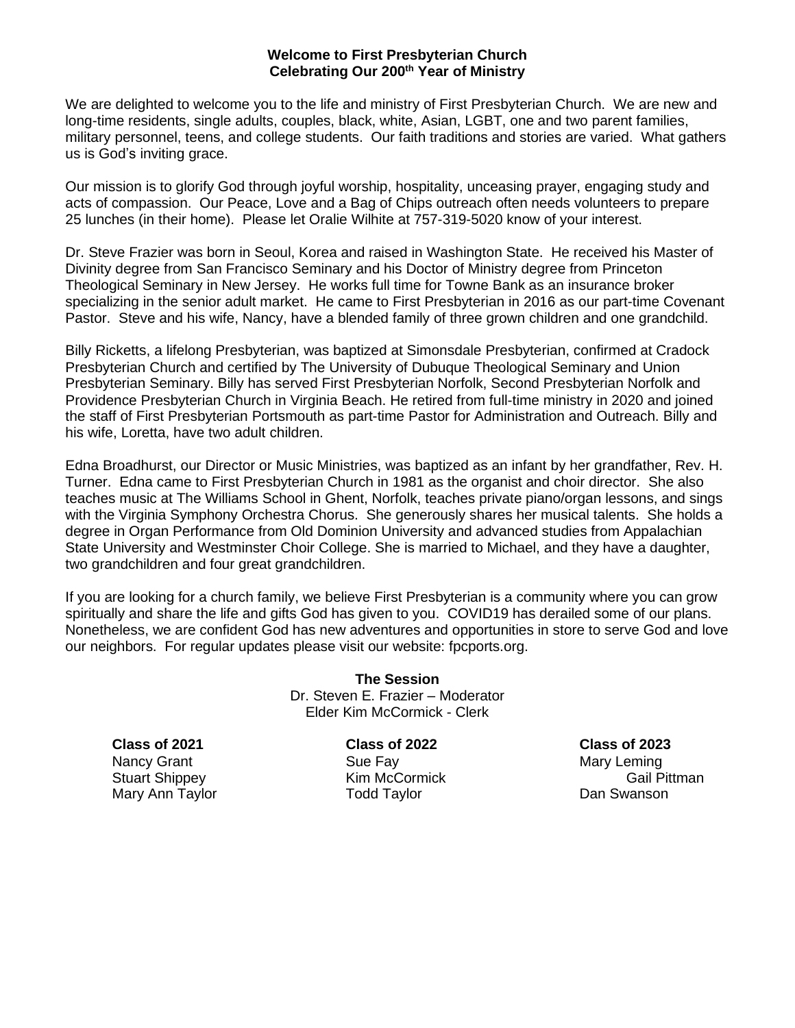**Welcome to First Presbyterian Church**
**Celebrating Our 200th Year of Ministry**

We are delighted to welcome you to the life and ministry of First Presbyterian Church. We are new and long-time residents, single adults, couples, black, white, Asian, LGBT, one and two parent families, military personnel, teens, and college students. Our faith traditions and stories are varied. What gathers us is God's inviting grace.

Our mission is to glorify God through joyful worship, hospitality, unceasing prayer, engaging study and acts of compassion. Our Peace, Love and a Bag of Chips outreach often needs volunteers to prepare 25 lunches (in their home). Please let Oralie Wilhite at 757-319-5020 know of your interest.

Dr. Steve Frazier was born in Seoul, Korea and raised in Washington State. He received his Master of Divinity degree from San Francisco Seminary and his Doctor of Ministry degree from Princeton Theological Seminary in New Jersey. He works full time for Towne Bank as an insurance broker specializing in the senior adult market. He came to First Presbyterian in 2016 as our part-time Covenant Pastor. Steve and his wife, Nancy, have a blended family of three grown children and one grandchild.

Billy Ricketts, a lifelong Presbyterian, was baptized at Simonsdale Presbyterian, confirmed at Cradock Presbyterian Church and certified by The University of Dubuque Theological Seminary and Union Presbyterian Seminary. Billy has served First Presbyterian Norfolk, Second Presbyterian Norfolk and Providence Presbyterian Church in Virginia Beach. He retired from full-time ministry in 2020 and joined the staff of First Presbyterian Portsmouth as part-time Pastor for Administration and Outreach. Billy and his wife, Loretta, have two adult children.

Edna Broadhurst, our Director or Music Ministries, was baptized as an infant by her grandfather, Rev. H. Turner. Edna came to First Presbyterian Church in 1981 as the organist and choir director. She also teaches music at The Williams School in Ghent, Norfolk, teaches private piano/organ lessons, and sings with the Virginia Symphony Orchestra Chorus. She generously shares her musical talents. She holds a degree in Organ Performance from Old Dominion University and advanced studies from Appalachian State University and Westminster Choir College. She is married to Michael, and they have a daughter, two grandchildren and four great grandchildren.

If you are looking for a church family, we believe First Presbyterian is a community where you can grow spiritually and share the life and gifts God has given to you. COVID19 has derailed some of our plans. Nonetheless, we are confident God has new adventures and opportunities in store to serve God and love our neighbors. For regular updates please visit our website: fpcports.org.

**The Session**
Dr. Steven E. Frazier – Moderator
Elder Kim McCormick - Clerk

| **Class of 2021** | **Class of 2022** | **Class of 2023** |
|---|---|---|
| Nancy Grant | Sue Fay | Mary Leming |
| Stuart Shippey | Kim McCormick | Gail Pittman |
| Mary Ann Taylor | Todd Taylor | Dan Swanson |